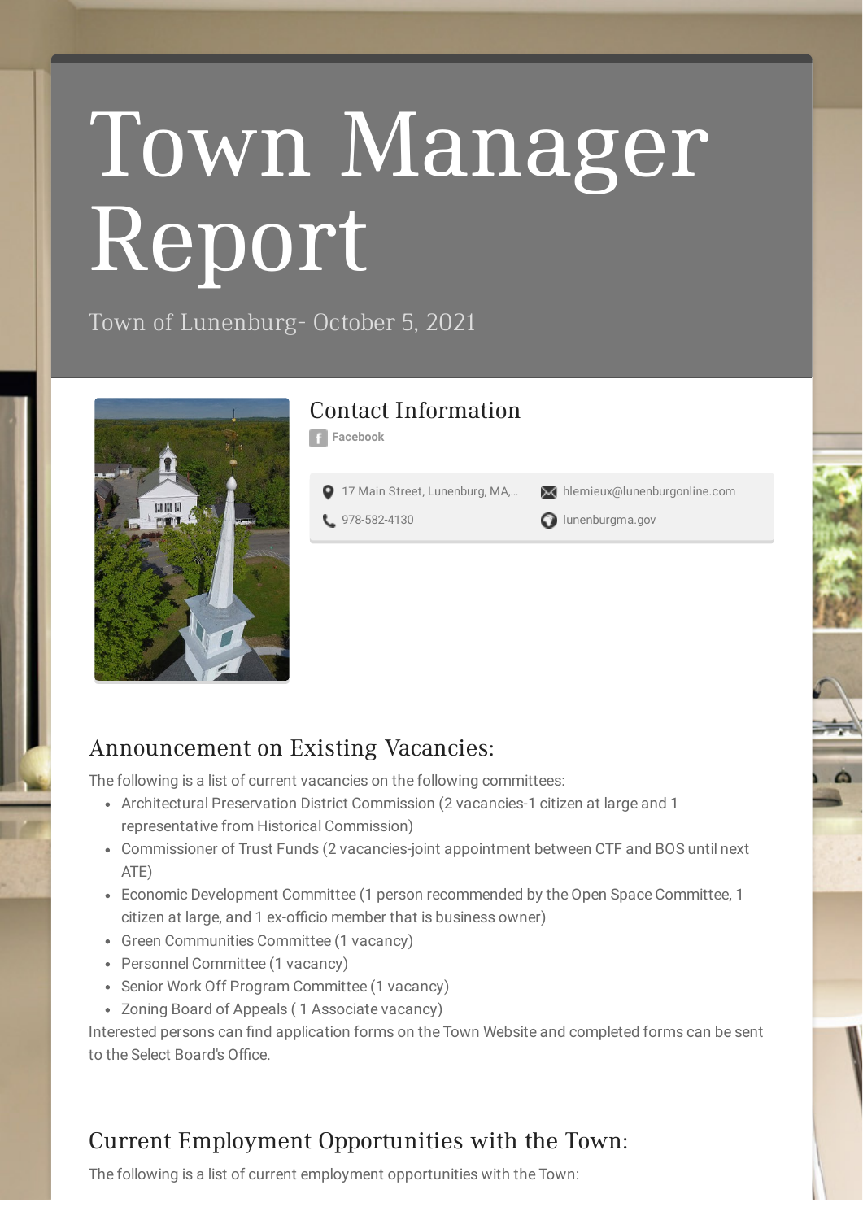# Town Manager Report

Town of Lunenburg- October 5, 2021

## Contact Information

Facebook

17 Main Street, Lunenburg, MA,...

hlemieux@lunenburgonline.com

978-582-4130

lunenburgma.gov

## Announcement on Existing Vacancies:

The following is a list of current vacancies on the following committees:

- Architectural Preservation District Commission (2 vacancies-1 citizen at large and 1 representative from Historical Commission)
- Commissioner of Trust Funds (2 vacancies-joint appointment between CTF and BOS until next ATE)
- Economic Development Committee (1 person recommended by the Open Space Committee, 1 citizen at large, and 1 ex-officio member that is business owner)
- Green Communities Committee (1 vacancy)
- Personnel Committee (1 vacancy)
- Senior Work Off Program Committee (1 vacancy)
- Zoning Board of Appeals ( 1 Associate vacancy)

Interested persons can find application forms on the Town Website and completed forms can be sent to the Select Board's Office.

## Current Employment Opportunities with the Town:

The following is a list of current employment opportunities with the Town: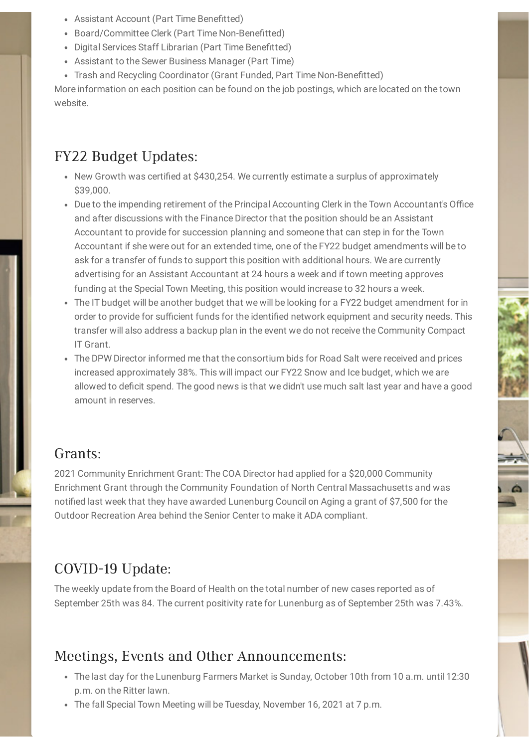- Assistant Account (Part Time Benefitted)
- Board/Committee Clerk (Part Time Non-Benefitted)
- Digital Services Staff Librarian (Part Time Benefitted)
- Assistant to the Sewer Business Manager (Part Time)
- Trash and Recycling Coordinator (Grant Funded, Part Time Non-Benefitted)

More information on each position can be found on the job postings, which are located on the town website.

## FY22 Budget Updates:

- New Growth was certified at $430,254. We currently estimate a surplus of approximately $39,000.
- Due to the impending retirement of the Principal Accounting Clerk in the Town Accountant's Office and after discussions with the Finance Director that the position should be an Assistant Accountant to provide for succession planning and someone that can step in for the Town Accountant if she were out for an extended time, one of the FY22 budget amendments will be to ask for a transfer of funds to support this position with additional hours. We are currently advertising for an Assistant Accountant at 24 hours a week and if town meeting approves funding at the Special Town Meeting, this position would increase to 32 hours a week.
- The IT budget will be another budget that we will be looking for a FY22 budget amendment for in order to provide for sufficient funds for the identified network equipment and security needs. This transfer will also address a backup plan in the event we do not receive the Community Compact IT Grant.
- The DPW Director informed me that the consortium bids for Road Salt were received and prices increased approximately 38%. This will impact our FY22 Snow and Ice budget, which we are allowed to deficit spend. The good news is that we didn't use much salt last year and have a good amount in reserves.

## Grants:

2021 Community Enrichment Grant: The COA Director had applied for a $20,000 Community Enrichment Grant through the Community Foundation of North Central Massachusetts and was notified last week that they have awarded Lunenburg Council on Aging a grant of $7,500 for the Outdoor Recreation Area behind the Senior Center to make it ADA compliant.

## COVID-19 Update:

The weekly update from the Board of Health on the total number of new cases reported as of September 25th was 84. The current positivity rate for Lunenburg as of September 25th was 7.43%.

## Meetings, Events and Other Announcements:

- The last day for the Lunenburg Farmers Market is Sunday, October 10th from 10 a.m. until 12:30 p.m. on the Ritter lawn.
- The fall Special Town Meeting will be Tuesday, November 16, 2021 at 7 p.m.